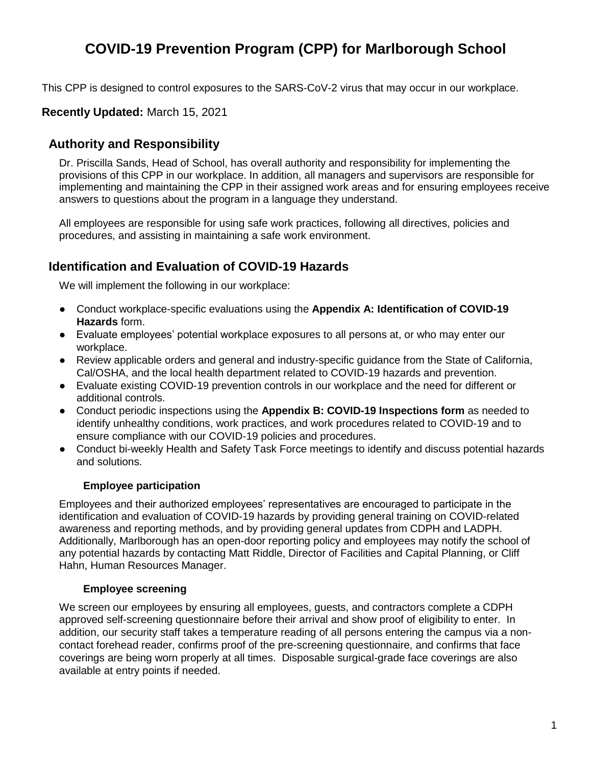# COVID-19 Prevention Program (CPP) for Marlborough School

This CPP is designed to control exposures to the SARS-CoV-2 virus that may occur in our workplace.

**Recently Updated:** March 15, 2021

## Authority and Responsibility

Dr. Priscilla Sands, Head of School, has overall authority and responsibility for implementing the provisions of this CPP in our workplace. In addition, all managers and supervisors are responsible for implementing and maintaining the CPP in their assigned work areas and for ensuring employees receive answers to questions about the program in a language they understand.

All employees are responsible for using safe work practices, following all directives, policies and procedures, and assisting in maintaining a safe work environment.

## Identification and Evaluation of COVID-19 Hazards

We will implement the following in our workplace:

- Conduct workplace-specific evaluations using the **Appendix A: Identification of COVID-19 Hazards** form.
- Evaluate employees' potential workplace exposures to all persons at, or who may enter our workplace.
- Review applicable orders and general and industry-specific guidance from the State of California, Cal/OSHA, and the local health department related to COVID-19 hazards and prevention.
- Evaluate existing COVID-19 prevention controls in our workplace and the need for different or additional controls.
- Conduct periodic inspections using the **Appendix B: COVID-19 Inspections form** as needed to identify unhealthy conditions, work practices, and work procedures related to COVID-19 and to ensure compliance with our COVID-19 policies and procedures.
- Conduct bi-weekly Health and Safety Task Force meetings to identify and discuss potential hazards and solutions.

### Employee participation

Employees and their authorized employees' representatives are encouraged to participate in the identification and evaluation of COVID-19 hazards by providing general training on COVID-related awareness and reporting methods, and by providing general updates from CDPH and LADPH. Additionally, Marlborough has an open-door reporting policy and employees may notify the school of any potential hazards by contacting Matt Riddle, Director of Facilities and Capital Planning, or Cliff Hahn, Human Resources Manager.

### Employee screening

We screen our employees by ensuring all employees, guests, and contractors complete a CDPH approved self-screening questionnaire before their arrival and show proof of eligibility to enter. In addition, our security staff takes a temperature reading of all persons entering the campus via a non-contact forehead reader, confirms proof of the pre-screening questionnaire, and confirms that face coverings are being worn properly at all times. Disposable surgical-grade face coverings are also available at entry points if needed.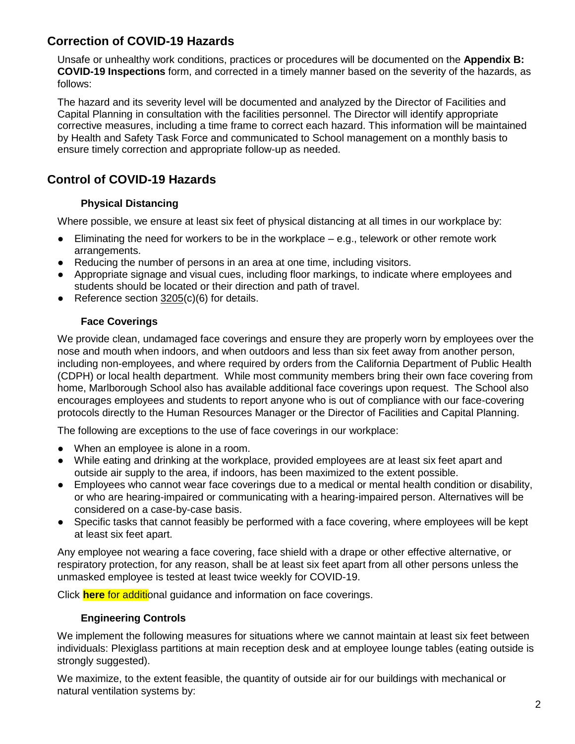## Correction of COVID-19 Hazards

Unsafe or unhealthy work conditions, practices or procedures will be documented on the **Appendix B: COVID-19 Inspections** form, and corrected in a timely manner based on the severity of the hazards, as follows:

The hazard and its severity level will be documented and analyzed by the Director of Facilities and Capital Planning in consultation with the facilities personnel. The Director will identify appropriate corrective measures, including a time frame to correct each hazard. This information will be maintained by Health and Safety Task Force and communicated to School management on a monthly basis to ensure timely correction and appropriate follow-up as needed.

## Control of COVID-19 Hazards

### Physical Distancing

Where possible, we ensure at least six feet of physical distancing at all times in our workplace by:

- Eliminating the need for workers to be in the workplace – e.g., telework or other remote work arrangements.
- Reducing the number of persons in an area at one time, including visitors.
- Appropriate signage and visual cues, including floor markings, to indicate where employees and students should be located or their direction and path of travel.
- Reference section 3205(c)(6) for details.

### Face Coverings

We provide clean, undamaged face coverings and ensure they are properly worn by employees over the nose and mouth when indoors, and when outdoors and less than six feet away from another person, including non-employees, and where required by orders from the California Department of Public Health (CDPH) or local health department. While most community members bring their own face covering from home, Marlborough School also has available additional face coverings upon request. The School also encourages employees and students to report anyone who is out of compliance with our face-covering protocols directly to the Human Resources Manager or the Director of Facilities and Capital Planning.

The following are exceptions to the use of face coverings in our workplace:

- When an employee is alone in a room.
- While eating and drinking at the workplace, provided employees are at least six feet apart and outside air supply to the area, if indoors, has been maximized to the extent possible.
- Employees who cannot wear face coverings due to a medical or mental health condition or disability, or who are hearing-impaired or communicating with a hearing-impaired person. Alternatives will be considered on a case-by-case basis.
- Specific tasks that cannot feasibly be performed with a face covering, where employees will be kept at least six feet apart.

Any employee not wearing a face covering, face shield with a drape or other effective alternative, or respiratory protection, for any reason, shall be at least six feet apart from all other persons unless the unmasked employee is tested at least twice weekly for COVID-19.

Click **here** for additional guidance and information on face coverings.

### Engineering Controls

We implement the following measures for situations where we cannot maintain at least six feet between individuals: Plexiglass partitions at main reception desk and at employee lounge tables (eating outside is strongly suggested).

We maximize, to the extent feasible, the quantity of outside air for our buildings with mechanical or natural ventilation systems by: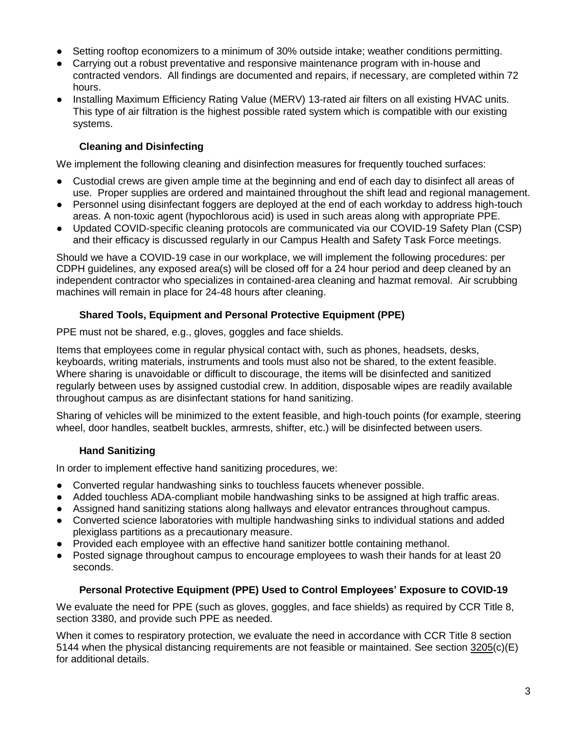- Setting rooftop economizers to a minimum of 30% outside intake; weather conditions permitting.
- Carrying out a robust preventative and responsive maintenance program with in-house and contracted vendors. All findings are documented and repairs, if necessary, are completed within 72 hours.
- Installing Maximum Efficiency Rating Value (MERV) 13-rated air filters on all existing HVAC units. This type of air filtration is the highest possible rated system which is compatible with our existing systems.

### Cleaning and Disinfecting

We implement the following cleaning and disinfection measures for frequently touched surfaces:

- Custodial crews are given ample time at the beginning and end of each day to disinfect all areas of use. Proper supplies are ordered and maintained throughout the shift lead and regional management.
- Personnel using disinfectant foggers are deployed at the end of each workday to address high-touch areas. A non-toxic agent (hypochlorous acid) is used in such areas along with appropriate PPE.
- Updated COVID-specific cleaning protocols are communicated via our COVID-19 Safety Plan (CSP) and their efficacy is discussed regularly in our Campus Health and Safety Task Force meetings.

Should we have a COVID-19 case in our workplace, we will implement the following procedures: per CDPH guidelines, any exposed area(s) will be closed off for a 24 hour period and deep cleaned by an independent contractor who specializes in contained-area cleaning and hazmat removal. Air scrubbing machines will remain in place for 24-48 hours after cleaning.

### Shared Tools, Equipment and Personal Protective Equipment (PPE)

PPE must not be shared, e.g., gloves, goggles and face shields.

Items that employees come in regular physical contact with, such as phones, headsets, desks, keyboards, writing materials, instruments and tools must also not be shared, to the extent feasible. Where sharing is unavoidable or difficult to discourage, the items will be disinfected and sanitized regularly between uses by assigned custodial crew. In addition, disposable wipes are readily available throughout campus as are disinfectant stations for hand sanitizing.

Sharing of vehicles will be minimized to the extent feasible, and high-touch points (for example, steering wheel, door handles, seatbelt buckles, armrests, shifter, etc.) will be disinfected between users.

### Hand Sanitizing

In order to implement effective hand sanitizing procedures, we:

- Converted regular handwashing sinks to touchless faucets whenever possible.
- Added touchless ADA-compliant mobile handwashing sinks to be assigned at high traffic areas.
- Assigned hand sanitizing stations along hallways and elevator entrances throughout campus.
- Converted science laboratories with multiple handwashing sinks to individual stations and added plexiglass partitions as a precautionary measure.
- Provided each employee with an effective hand sanitizer bottle containing methanol.
- Posted signage throughout campus to encourage employees to wash their hands for at least 20 seconds.

### Personal Protective Equipment (PPE) Used to Control Employees' Exposure to COVID-19

We evaluate the need for PPE (such as gloves, goggles, and face shields) as required by CCR Title 8, section 3380, and provide such PPE as needed.

When it comes to respiratory protection, we evaluate the need in accordance with CCR Title 8 section 5144 when the physical distancing requirements are not feasible or maintained. See section 3205(c)(E) for additional details.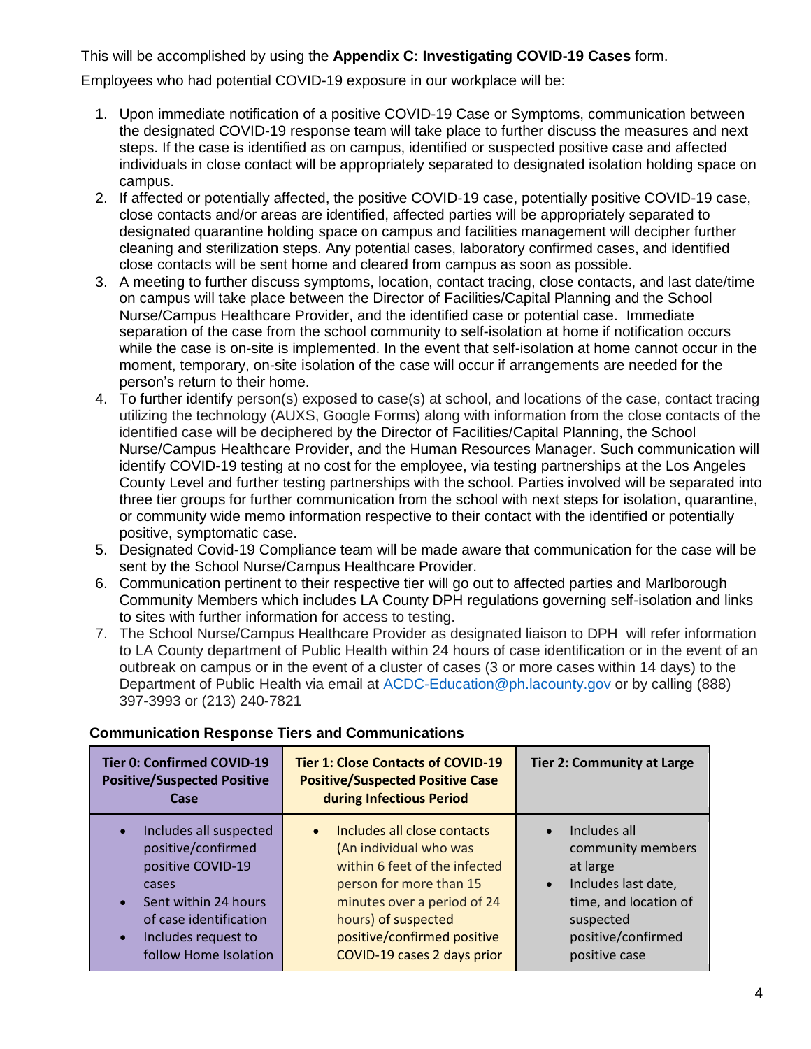This will be accomplished by using the **Appendix C: Investigating COVID-19 Cases** form.

Employees who had potential COVID-19 exposure in our workplace will be:

1. Upon immediate notification of a positive COVID-19 Case or Symptoms, communication between the designated COVID-19 response team will take place to further discuss the measures and next steps. If the case is identified as on campus, identified or suspected positive case and affected individuals in close contact will be appropriately separated to designated isolation holding space on campus.
2. If affected or potentially affected, the positive COVID-19 case, potentially positive COVID-19 case, close contacts and/or areas are identified, affected parties will be appropriately separated to designated quarantine holding space on campus and facilities management will decipher further cleaning and sterilization steps. Any potential cases, laboratory confirmed cases, and identified close contacts will be sent home and cleared from campus as soon as possible.
3. A meeting to further discuss symptoms, location, contact tracing, close contacts, and last date/time on campus will take place between the Director of Facilities/Capital Planning and the School Nurse/Campus Healthcare Provider, and the identified case or potential case. Immediate separation of the case from the school community to self-isolation at home if notification occurs while the case is on-site is implemented. In the event that self-isolation at home cannot occur in the moment, temporary, on-site isolation of the case will occur if arrangements are needed for the person's return to their home.
4. To further identify person(s) exposed to case(s) at school, and locations of the case, contact tracing utilizing the technology (AUXS, Google Forms) along with information from the close contacts of the identified case will be deciphered by the Director of Facilities/Capital Planning, the School Nurse/Campus Healthcare Provider, and the Human Resources Manager. Such communication will identify COVID-19 testing at no cost for the employee, via testing partnerships at the Los Angeles County Level and further testing partnerships with the school. Parties involved will be separated into three tier groups for further communication from the school with next steps for isolation, quarantine, or community wide memo information respective to their contact with the identified or potentially positive, symptomatic case.
5. Designated Covid-19 Compliance team will be made aware that communication for the case will be sent by the School Nurse/Campus Healthcare Provider.
6. Communication pertinent to their respective tier will go out to affected parties and Marlborough Community Members which includes LA County DPH regulations governing self-isolation and links to sites with further information for access to testing.
7. The School Nurse/Campus Healthcare Provider as designated liaison to DPH will refer information to LA County department of Public Health within 24 hours of case identification or in the event of an outbreak on campus or in the event of a cluster of cases (3 or more cases within 14 days) to the Department of Public Health via email at ACDC-Education@ph.lacounty.gov or by calling (888) 397-3993 or (213) 240-7821

**Communication Response Tiers and Communications**

| Tier 0: Confirmed COVID-19 Positive/Suspected Positive Case | Tier 1: Close Contacts of COVID-19 Positive/Suspected Positive Case during Infectious Period | Tier 2: Community at Large |
|---|---|---|
| • Includes all suspected positive/confirmed positive COVID-19 cases<br>• Sent within 24 hours of case identification<br>• Includes request to follow Home Isolation | • Includes all close contacts (An individual who was within 6 feet of the infected person for more than 15 minutes over a period of 24 hours) of suspected positive/confirmed positive COVID-19 cases 2 days prior | • Includes all community members at large<br>• Includes last date, time, and location of suspected positive/confirmed positive case |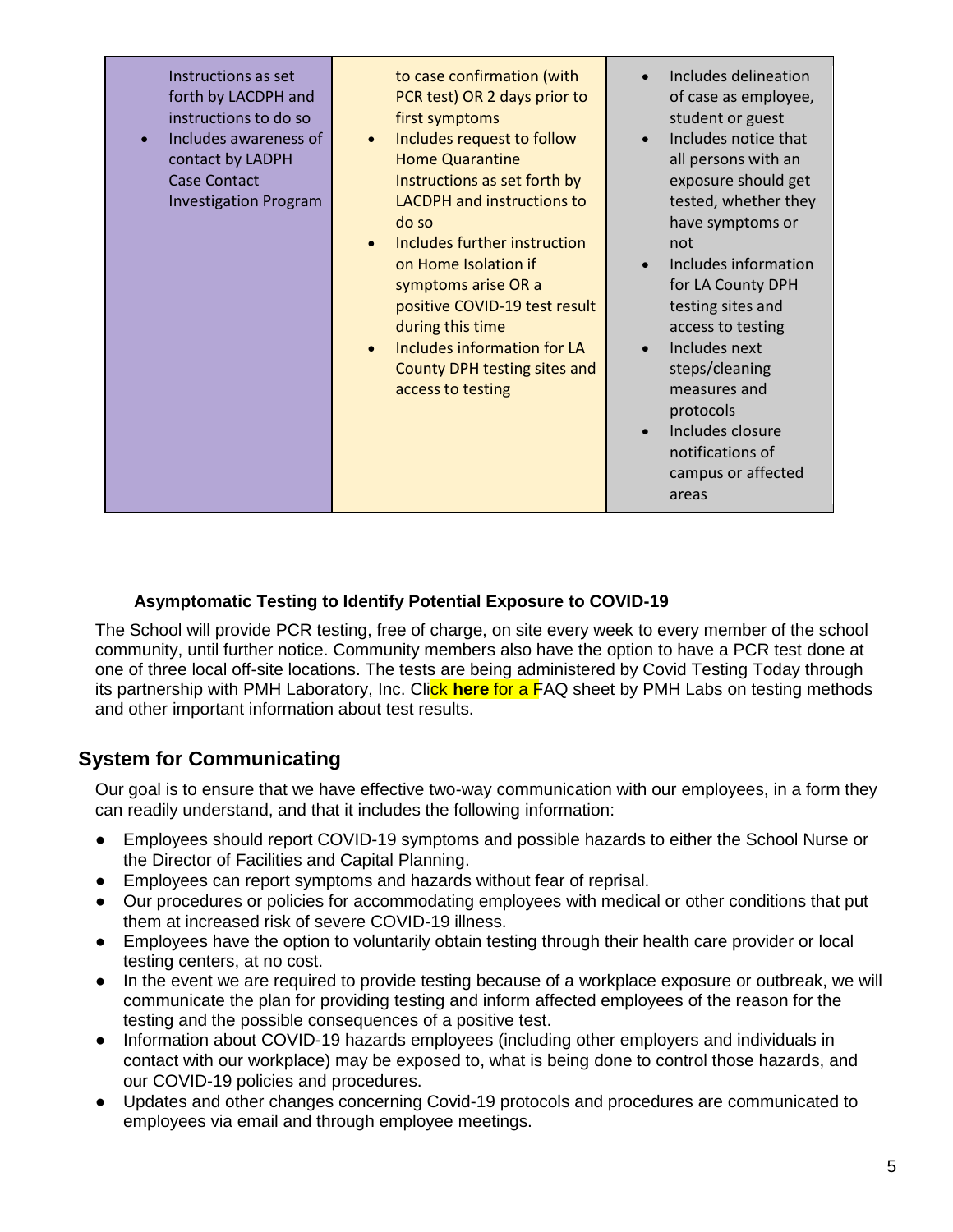| | | |
|---|---|---|
| Instructions as set forth by LACDPH and instructions to do so<br>• Includes awareness of contact by LADPH Case Contact Investigation Program | to case confirmation (with PCR test) OR 2 days prior to first symptoms<br>• Includes request to follow Home Quarantine Instructions as set forth by LACDPH and instructions to do so<br>• Includes further instruction on Home Isolation if symptoms arise OR a positive COVID-19 test result during this time<br>• Includes information for LA County DPH testing sites and access to testing | • Includes delineation of case as employee, student or guest<br>• Includes notice that all persons with an exposure should get tested, whether they have symptoms or not<br>• Includes information for LA County DPH testing sites and access to testing<br>• Includes next steps/cleaning measures and protocols<br>• Includes closure notifications of campus or affected areas |

### Asymptomatic Testing to Identify Potential Exposure to COVID-19

The School will provide PCR testing, free of charge, on site every week to every member of the school community, until further notice. Community members also have the option to have a PCR test done at one of three local off-site locations. The tests are being administered by Covid Testing Today through its partnership with PMH Laboratory, Inc. Click **here** for a FAQ sheet by PMH Labs on testing methods and other important information about test results.

## System for Communicating

Our goal is to ensure that we have effective two-way communication with our employees, in a form they can readily understand, and that it includes the following information:

- Employees should report COVID-19 symptoms and possible hazards to either the School Nurse or the Director of Facilities and Capital Planning.
- Employees can report symptoms and hazards without fear of reprisal.
- Our procedures or policies for accommodating employees with medical or other conditions that put them at increased risk of severe COVID-19 illness.
- Employees have the option to voluntarily obtain testing through their health care provider or local testing centers, at no cost.
- In the event we are required to provide testing because of a workplace exposure or outbreak, we will communicate the plan for providing testing and inform affected employees of the reason for the testing and the possible consequences of a positive test.
- Information about COVID-19 hazards employees (including other employers and individuals in contact with our workplace) may be exposed to, what is being done to control those hazards, and our COVID-19 policies and procedures.
- Updates and other changes concerning Covid-19 protocols and procedures are communicated to employees via email and through employee meetings.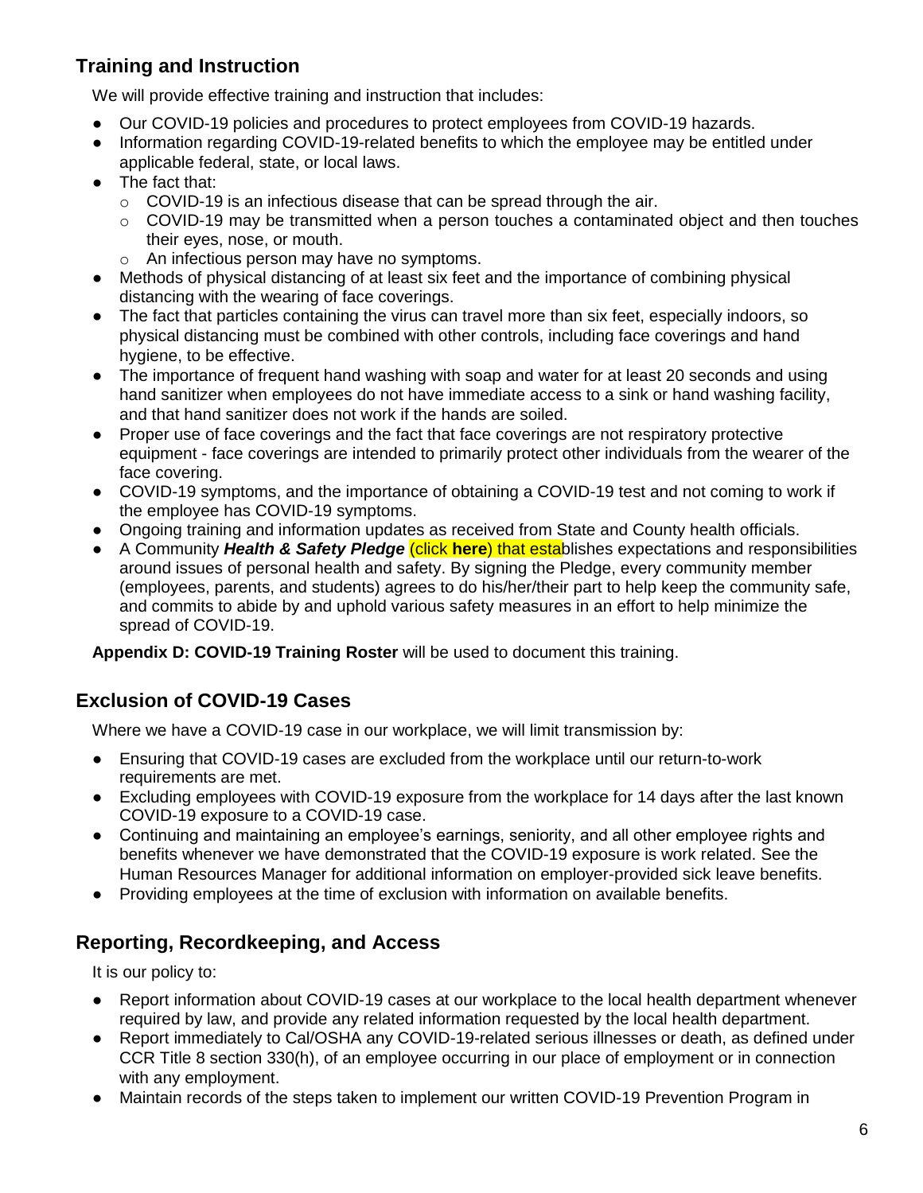## Training and Instruction

We will provide effective training and instruction that includes:

- Our COVID-19 policies and procedures to protect employees from COVID-19 hazards.
- Information regarding COVID-19-related benefits to which the employee may be entitled under applicable federal, state, or local laws.
- The fact that:
  - COVID-19 is an infectious disease that can be spread through the air.
  - COVID-19 may be transmitted when a person touches a contaminated object and then touches their eyes, nose, or mouth.
  - An infectious person may have no symptoms.
- Methods of physical distancing of at least six feet and the importance of combining physical distancing with the wearing of face coverings.
- The fact that particles containing the virus can travel more than six feet, especially indoors, so physical distancing must be combined with other controls, including face coverings and hand hygiene, to be effective.
- The importance of frequent hand washing with soap and water for at least 20 seconds and using hand sanitizer when employees do not have immediate access to a sink or hand washing facility, and that hand sanitizer does not work if the hands are soiled.
- Proper use of face coverings and the fact that face coverings are not respiratory protective equipment - face coverings are intended to primarily protect other individuals from the wearer of the face covering.
- COVID-19 symptoms, and the importance of obtaining a COVID-19 test and not coming to work if the employee has COVID-19 symptoms.
- Ongoing training and information updates as received from State and County health officials.
- A Community ***Health & Safety Pledge*** (click **here**) that establishes expectations and responsibilities around issues of personal health and safety. By signing the Pledge, every community member (employees, parents, and students) agrees to do his/her/their part to help keep the community safe, and commits to abide by and uphold various safety measures in an effort to help minimize the spread of COVID-19.

**Appendix D: COVID-19 Training Roster** will be used to document this training.

## Exclusion of COVID-19 Cases

Where we have a COVID-19 case in our workplace, we will limit transmission by:

- Ensuring that COVID-19 cases are excluded from the workplace until our return-to-work requirements are met.
- Excluding employees with COVID-19 exposure from the workplace for 14 days after the last known COVID-19 exposure to a COVID-19 case.
- Continuing and maintaining an employee's earnings, seniority, and all other employee rights and benefits whenever we have demonstrated that the COVID-19 exposure is work related. See the Human Resources Manager for additional information on employer-provided sick leave benefits.
- Providing employees at the time of exclusion with information on available benefits.

## Reporting, Recordkeeping, and Access

It is our policy to:

- Report information about COVID-19 cases at our workplace to the local health department whenever required by law, and provide any related information requested by the local health department.
- Report immediately to Cal/OSHA any COVID-19-related serious illnesses or death, as defined under CCR Title 8 section 330(h), of an employee occurring in our place of employment or in connection with any employment.
- Maintain records of the steps taken to implement our written COVID-19 Prevention Program in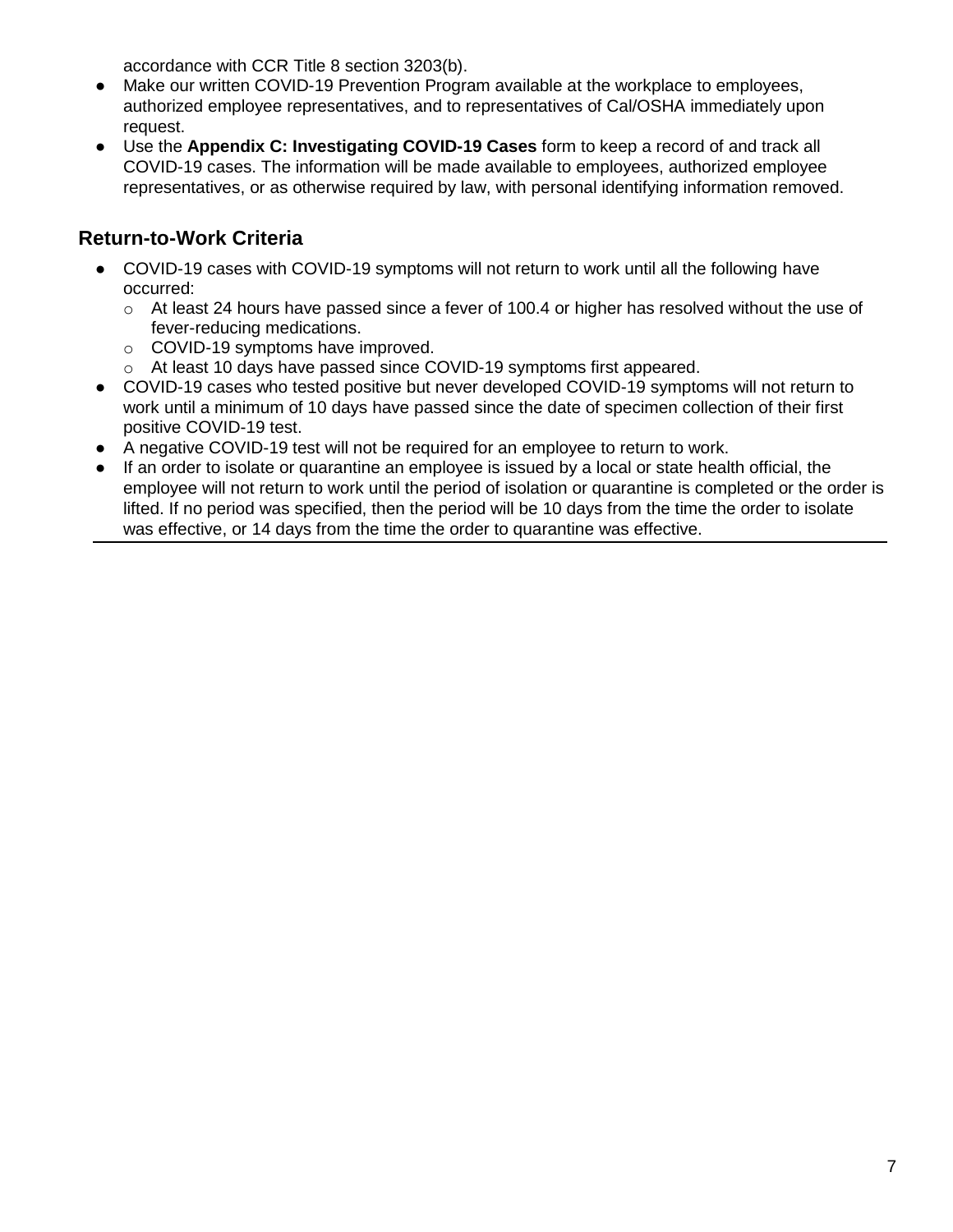accordance with CCR Title 8 section 3203(b).

- Make our written COVID-19 Prevention Program available at the workplace to employees, authorized employee representatives, and to representatives of Cal/OSHA immediately upon request.
- Use the **Appendix C: Investigating COVID-19 Cases** form to keep a record of and track all COVID-19 cases. The information will be made available to employees, authorized employee representatives, or as otherwise required by law, with personal identifying information removed.

## Return-to-Work Criteria

- COVID-19 cases with COVID-19 symptoms will not return to work until all the following have occurred:
  - At least 24 hours have passed since a fever of 100.4 or higher has resolved without the use of fever-reducing medications.
  - COVID-19 symptoms have improved.
  - At least 10 days have passed since COVID-19 symptoms first appeared.
- COVID-19 cases who tested positive but never developed COVID-19 symptoms will not return to work until a minimum of 10 days have passed since the date of specimen collection of their first positive COVID-19 test.
- A negative COVID-19 test will not be required for an employee to return to work.
- If an order to isolate or quarantine an employee is issued by a local or state health official, the employee will not return to work until the period of isolation or quarantine is completed or the order is lifted. If no period was specified, then the period will be 10 days from the time the order to isolate was effective, or 14 days from the time the order to quarantine was effective.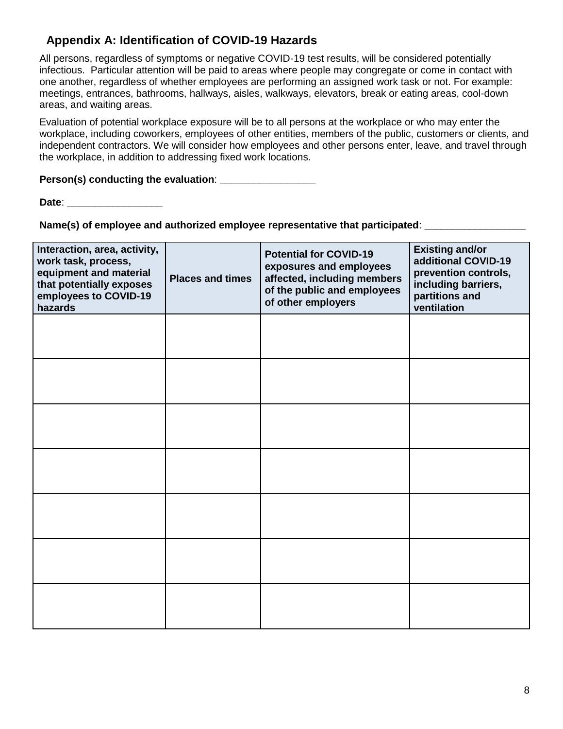## Appendix A: Identification of COVID-19 Hazards

All persons, regardless of symptoms or negative COVID-19 test results, will be considered potentially infectious. Particular attention will be paid to areas where people may congregate or come in contact with one another, regardless of whether employees are performing an assigned work task or not. For example: meetings, entrances, bathrooms, hallways, aisles, walkways, elevators, break or eating areas, cool-down areas, and waiting areas.

Evaluation of potential workplace exposure will be to all persons at the workplace or who may enter the workplace, including coworkers, employees of other entities, members of the public, customers or clients, and independent contractors. We will consider how employees and other persons enter, leave, and travel through the workplace, in addition to addressing fixed work locations.

**Person(s) conducting the evaluation**: _________________

**Date**: _________________

**Name(s) of employee and authorized employee representative that participated**: __________________

| Interaction, area, activity, work task, process, equipment and material that potentially exposes employees to COVID-19 hazards | Places and times | Potential for COVID-19 exposures and employees affected, including members of the public and employees of other employers | Existing and/or additional COVID-19 prevention controls, including barriers, partitions and ventilation |
|---|---|---|---|
| | | | |
| | | | |
| | | | |
| | | | |
| | | | |
| | | | |
| | | | |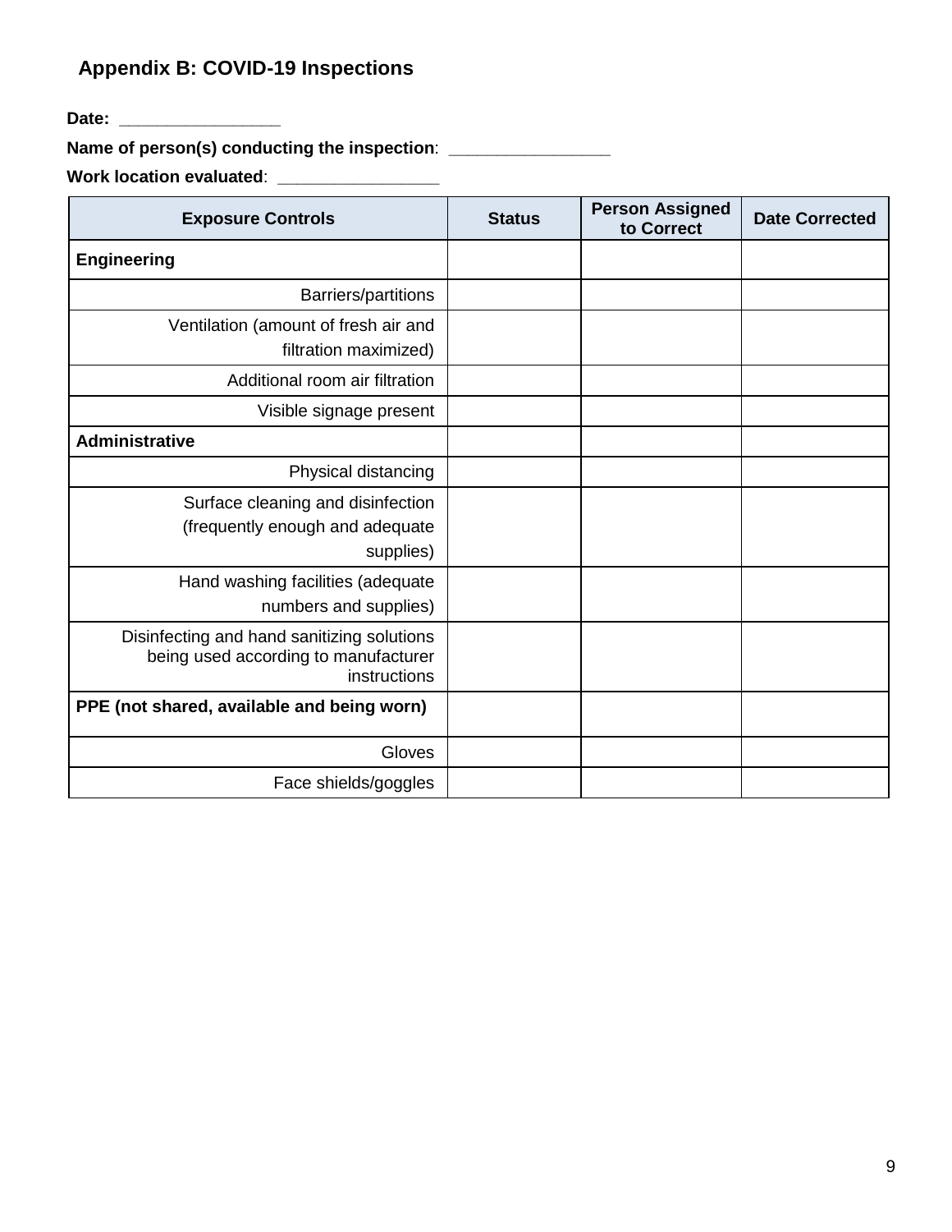## Appendix B: COVID-19 Inspections

**Date:** ________________

**Name of person(s) conducting the inspection**: ________________

**Work location evaluated**: ________________

| Exposure Controls | Status | Person Assigned to Correct | Date Corrected |
|---|---|---|---|
| **Engineering** | | | |
| Barriers/partitions | | | |
| Ventilation (amount of fresh air and filtration maximized) | | | |
| Additional room air filtration | | | |
| Visible signage present | | | |
| **Administrative** | | | |
| Physical distancing | | | |
| Surface cleaning and disinfection (frequently enough and adequate supplies) | | | |
| Hand washing facilities (adequate numbers and supplies) | | | |
| Disinfecting and hand sanitizing solutions being used according to manufacturer instructions | | | |
| **PPE (not shared, available and being worn)** | | | |
| Gloves | | | |
| Face shields/goggles | | | |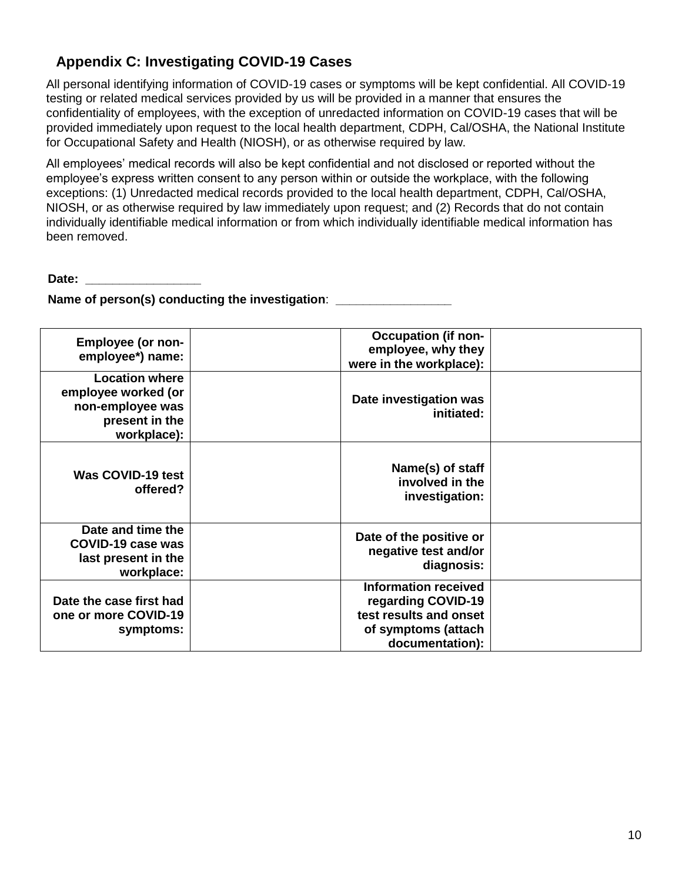## Appendix C: Investigating COVID-19 Cases

All personal identifying information of COVID-19 cases or symptoms will be kept confidential. All COVID-19 testing or related medical services provided by us will be provided in a manner that ensures the confidentiality of employees, with the exception of unredacted information on COVID-19 cases that will be provided immediately upon request to the local health department, CDPH, Cal/OSHA, the National Institute for Occupational Safety and Health (NIOSH), or as otherwise required by law.

All employees' medical records will also be kept confidential and not disclosed or reported without the employee's express written consent to any person within or outside the workplace, with the following exceptions: (1) Unredacted medical records provided to the local health department, CDPH, Cal/OSHA, NIOSH, or as otherwise required by law immediately upon request; and (2) Records that do not contain individually identifiable medical information or from which individually identifiable medical information has been removed.

**Date:** ________________

**Name of person(s) conducting the investigation**: ________________

| | | | |
|---|---|---|---|
| **Employee (or non-employee*) name:** | | **Occupation (if non-employee, why they were in the workplace):** | |
| **Location where employee worked (or non-employee was present in the workplace):** | | **Date investigation was initiated:** | |
| **Was COVID-19 test offered?** | | **Name(s) of staff involved in the investigation:** | |
| **Date and time the COVID-19 case was last present in the workplace:** | | **Date of the positive or negative test and/or diagnosis:** | |
| **Date the case first had one or more COVID-19 symptoms:** | | **Information received regarding COVID-19 test results and onset of symptoms (attach documentation):** | |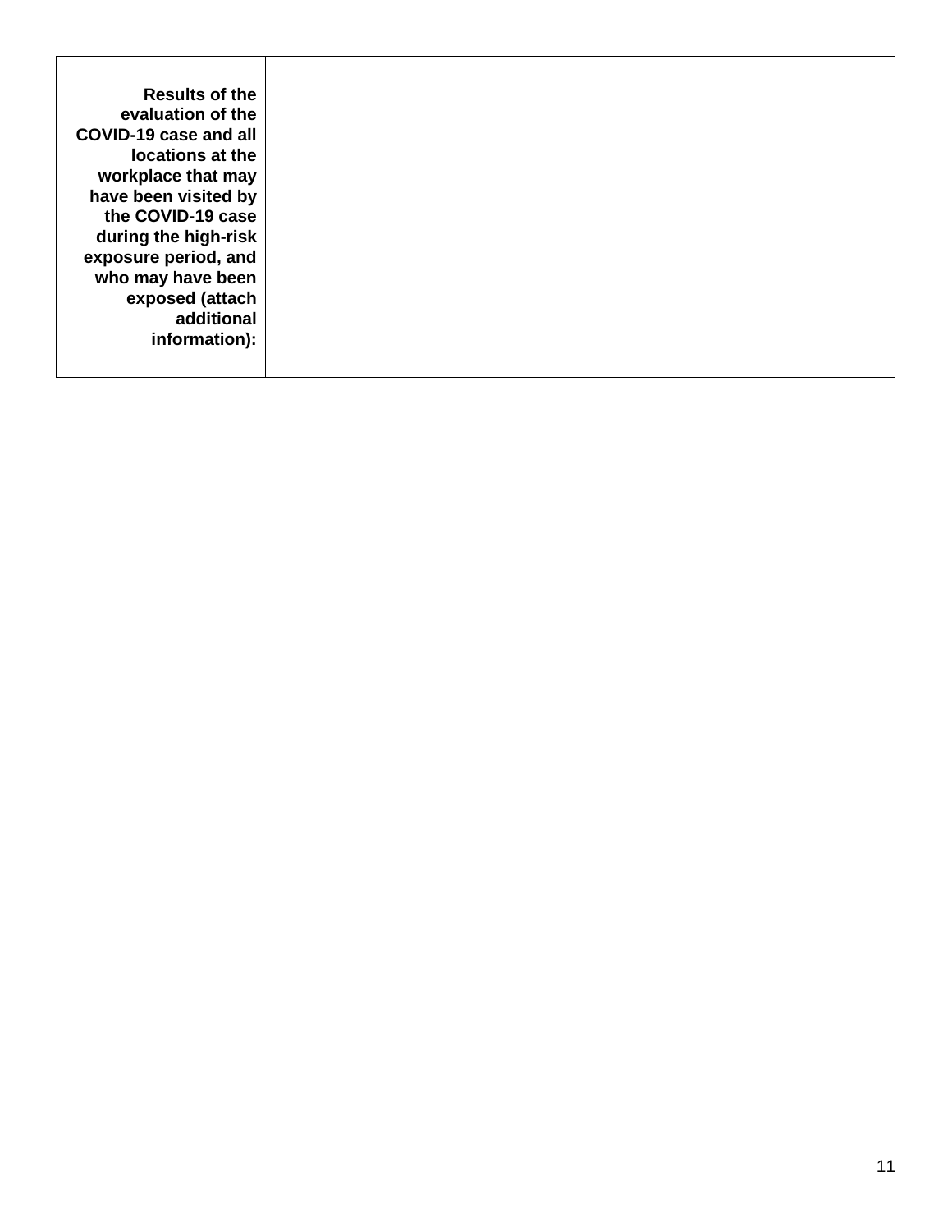| Results of the evaluation of the COVID-19 case and all locations at the workplace that may have been visited by the COVID-19 case during the high-risk exposure period, and who may have been exposed (attach additional information): | |
|---|---|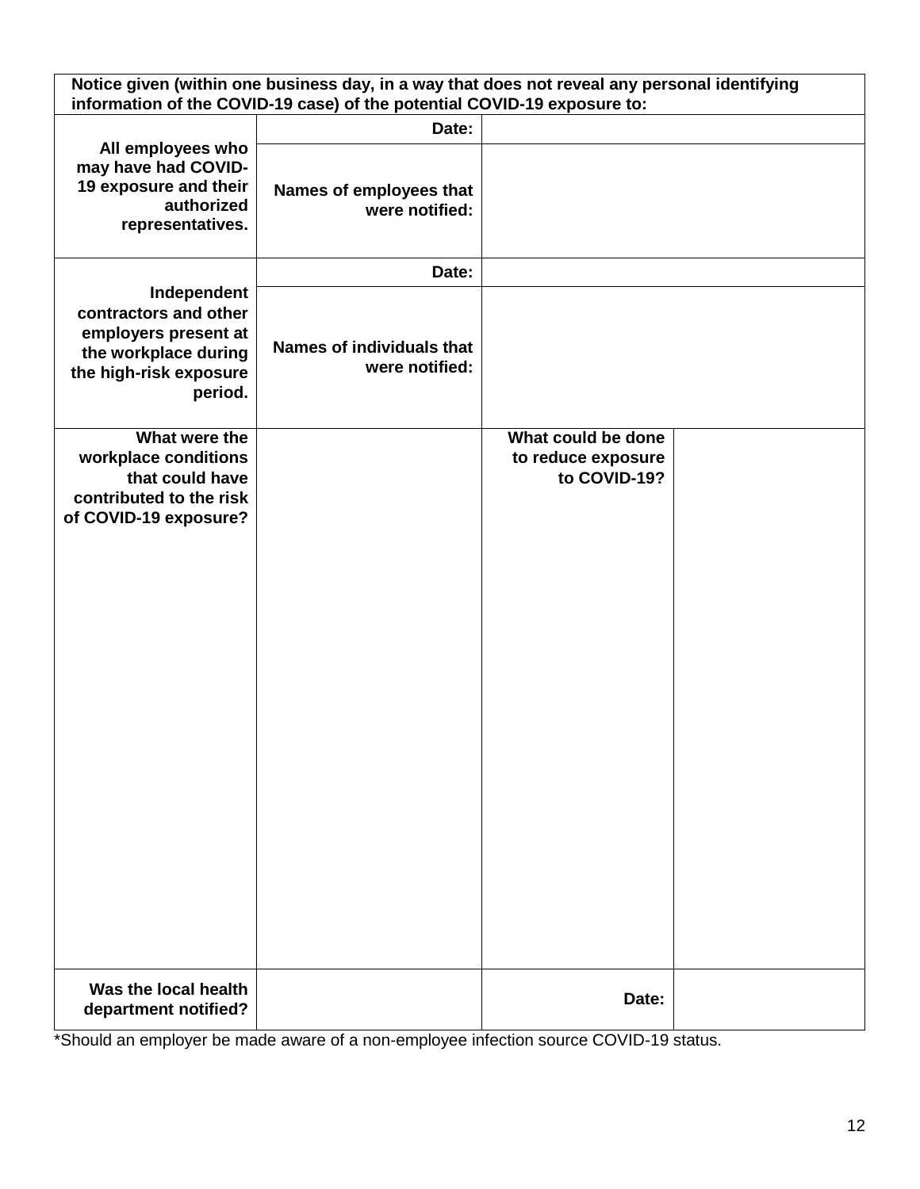| Notice given (within one business day, in a way that does not reveal any personal identifying information of the COVID-19 case) of the potential COVID-19 exposure to: | | | |
|---|---|---|---|
| All employees who may have had COVID-19 exposure and their authorized representatives. | Date: | | |
| | Names of employees that were notified: | | |
| Independent contractors and other employers present at the workplace during the high-risk exposure period. | Date: | | |
| | Names of individuals that were notified: | | |
| What were the workplace conditions that could have contributed to the risk of COVID-19 exposure? | | What could be done to reduce exposure to COVID-19? | |
| Was the local health department notified? | | Date: | |

*Should an employer be made aware of a non-employee infection source COVID-19 status.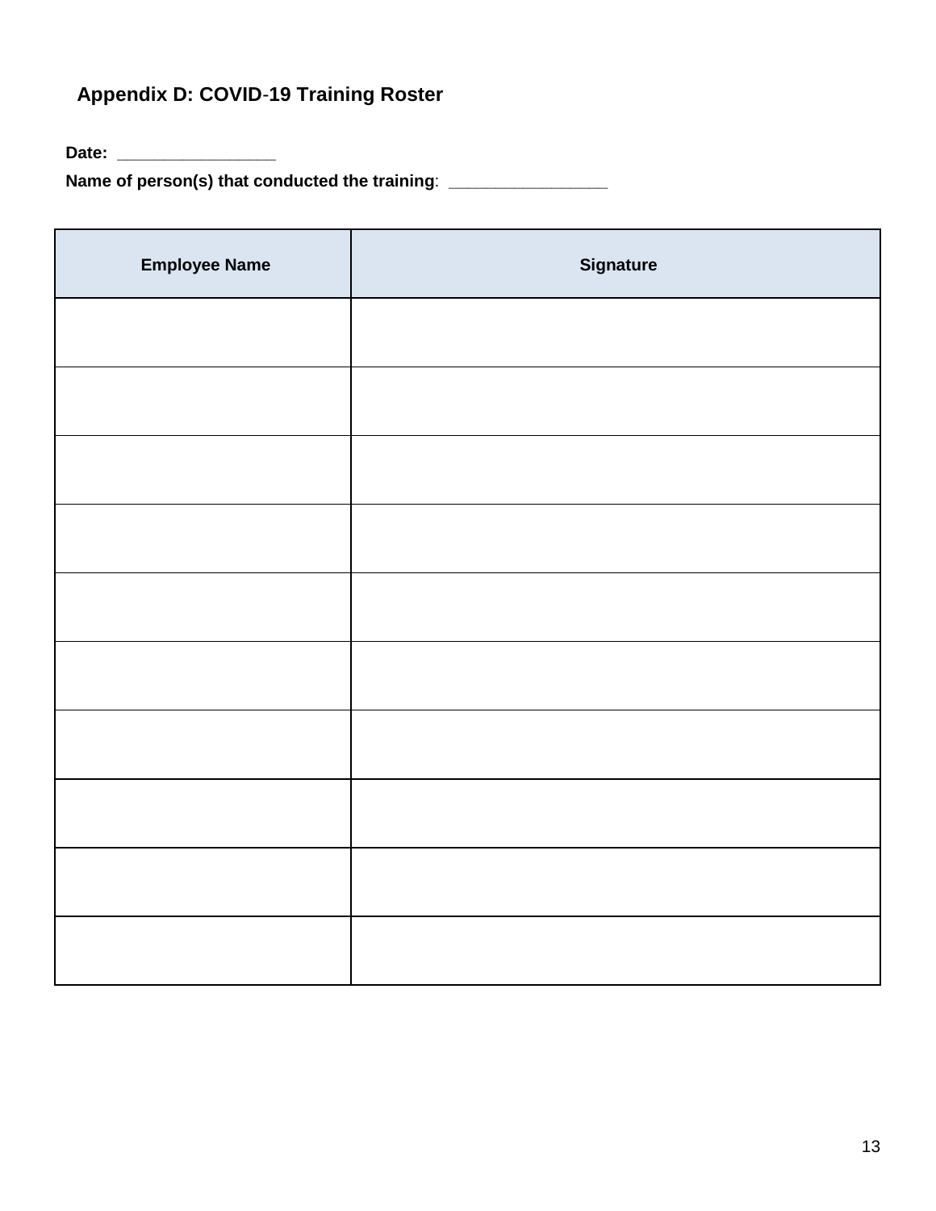## Appendix D: COVID-19 Training Roster

**Date:** ________________

**Name of person(s) that conducted the training**: ________________

| Employee Name | Signature |
| --- | --- |
| | |
| | |
| | |
| | |
| | |
| | |
| | |
| | |
| | |
| | |